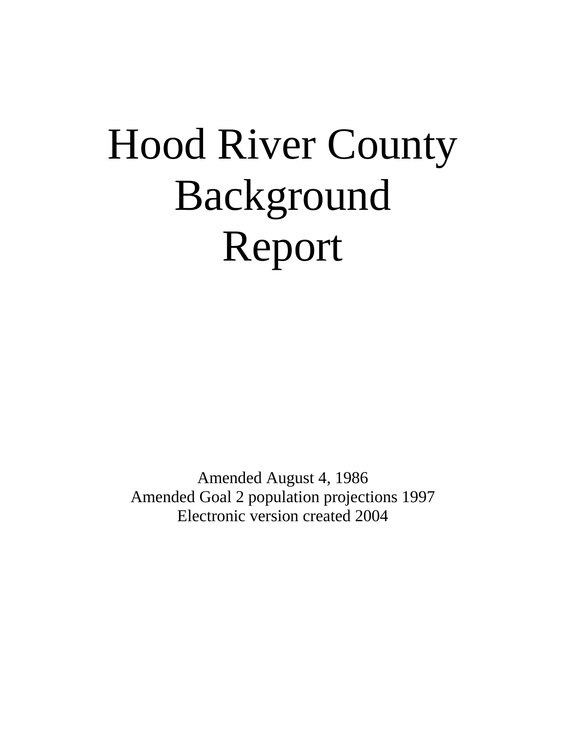# Hood River County Background Report

Amended August 4, 1986
Amended Goal 2 population projections 1997
Electronic version created 2004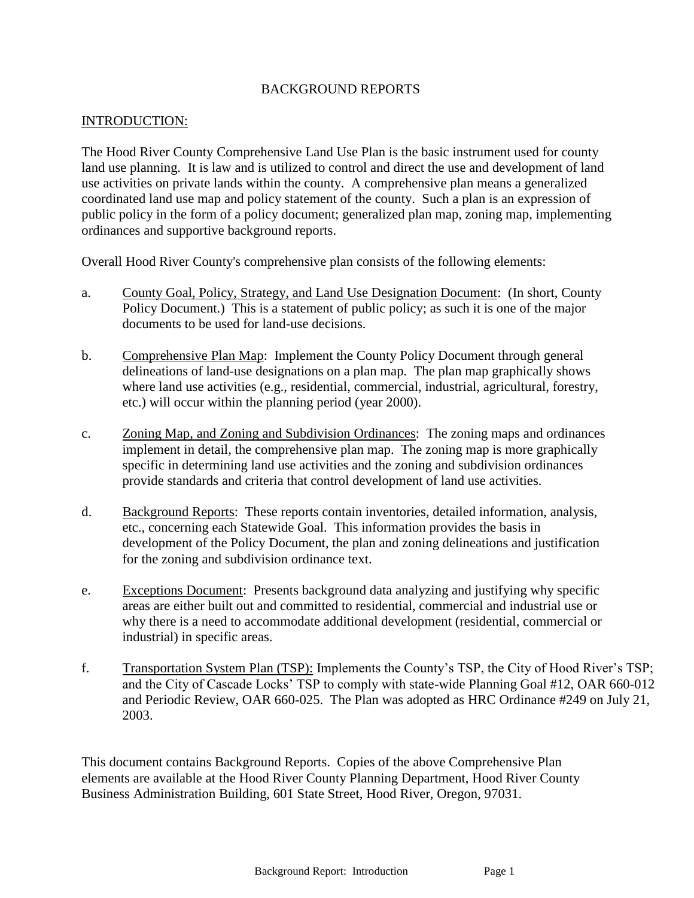# BACKGROUND REPORTS

## INTRODUCTION:

The Hood River County Comprehensive Land Use Plan is the basic instrument used for county land use planning. It is law and is utilized to control and direct the use and development of land use activities on private lands within the county. A comprehensive plan means a generalized coordinated land use map and policy statement of the county. Such a plan is an expression of public policy in the form of a policy document; generalized plan map, zoning map, implementing ordinances and supportive background reports.

Overall Hood River County's comprehensive plan consists of the following elements:

a. County Goal, Policy, Strategy, and Land Use Designation Document: (In short, County Policy Document.) This is a statement of public policy; as such it is one of the major documents to be used for land-use decisions.

b. Comprehensive Plan Map: Implement the County Policy Document through general delineations of land-use designations on a plan map. The plan map graphically shows where land use activities (e.g., residential, commercial, industrial, agricultural, forestry, etc.) will occur within the planning period (year 2000).

c. Zoning Map, and Zoning and Subdivision Ordinances: The zoning maps and ordinances implement in detail, the comprehensive plan map. The zoning map is more graphically specific in determining land use activities and the zoning and subdivision ordinances provide standards and criteria that control development of land use activities.

d. Background Reports: These reports contain inventories, detailed information, analysis, etc., concerning each Statewide Goal. This information provides the basis in development of the Policy Document, the plan and zoning delineations and justification for the zoning and subdivision ordinance text.

e. Exceptions Document: Presents background data analyzing and justifying why specific areas are either built out and committed to residential, commercial and industrial use or why there is a need to accommodate additional development (residential, commercial or industrial) in specific areas.

f. Transportation System Plan (TSP): Implements the County's TSP, the City of Hood River's TSP; and the City of Cascade Locks' TSP to comply with state-wide Planning Goal #12, OAR 660-012 and Periodic Review, OAR 660-025. The Plan was adopted as HRC Ordinance #249 on July 21, 2003.

This document contains Background Reports. Copies of the above Comprehensive Plan elements are available at the Hood River County Planning Department, Hood River County Business Administration Building, 601 State Street, Hood River, Oregon, 97031.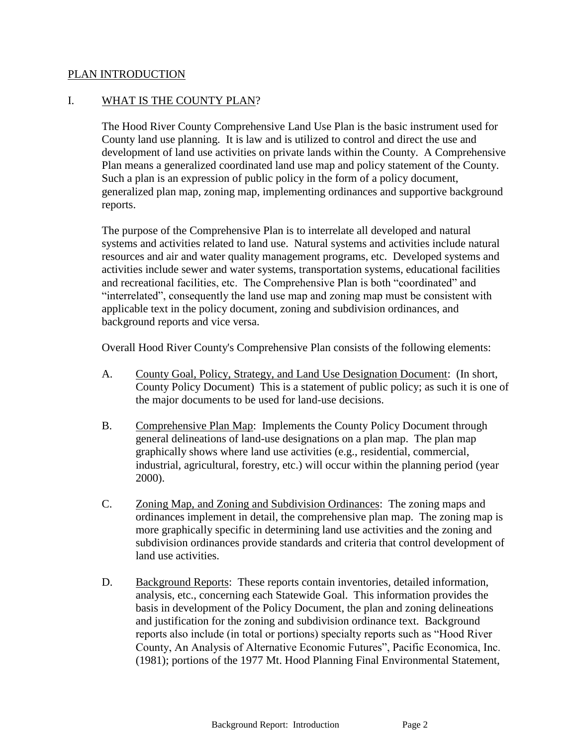PLAN INTRODUCTION

## I. WHAT IS THE COUNTY PLAN?

The Hood River County Comprehensive Land Use Plan is the basic instrument used for County land use planning. It is law and is utilized to control and direct the use and development of land use activities on private lands within the County. A Comprehensive Plan means a generalized coordinated land use map and policy statement of the County. Such a plan is an expression of public policy in the form of a policy document, generalized plan map, zoning map, implementing ordinances and supportive background reports.

The purpose of the Comprehensive Plan is to interrelate all developed and natural systems and activities related to land use. Natural systems and activities include natural resources and air and water quality management programs, etc. Developed systems and activities include sewer and water systems, transportation systems, educational facilities and recreational facilities, etc. The Comprehensive Plan is both "coordinated" and "interrelated", consequently the land use map and zoning map must be consistent with applicable text in the policy document, zoning and subdivision ordinances, and background reports and vice versa.

Overall Hood River County's Comprehensive Plan consists of the following elements:

A. County Goal, Policy, Strategy, and Land Use Designation Document: (In short, County Policy Document) This is a statement of public policy; as such it is one of the major documents to be used for land-use decisions.

B. Comprehensive Plan Map: Implements the County Policy Document through general delineations of land-use designations on a plan map. The plan map graphically shows where land use activities (e.g., residential, commercial, industrial, agricultural, forestry, etc.) will occur within the planning period (year 2000).

C. Zoning Map, and Zoning and Subdivision Ordinances: The zoning maps and ordinances implement in detail, the comprehensive plan map. The zoning map is more graphically specific in determining land use activities and the zoning and subdivision ordinances provide standards and criteria that control development of land use activities.

D. Background Reports: These reports contain inventories, detailed information, analysis, etc., concerning each Statewide Goal. This information provides the basis in development of the Policy Document, the plan and zoning delineations and justification for the zoning and subdivision ordinance text. Background reports also include (in total or portions) specialty reports such as "Hood River County, An Analysis of Alternative Economic Futures", Pacific Economica, Inc. (1981); portions of the 1977 Mt. Hood Planning Final Environmental Statement,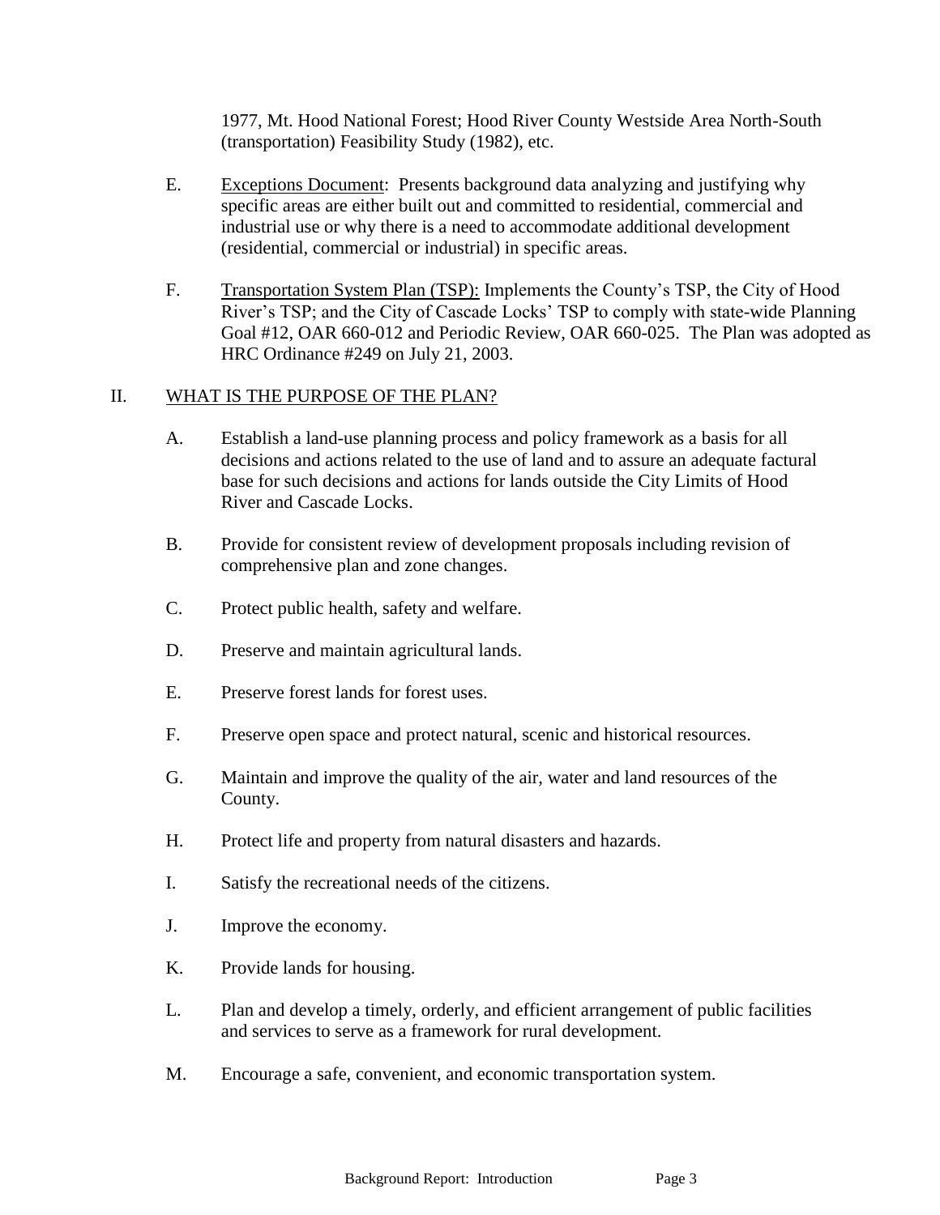1977, Mt. Hood National Forest; Hood River County Westside Area North-South (transportation) Feasibility Study (1982), etc.

E. Exceptions Document: Presents background data analyzing and justifying why specific areas are either built out and committed to residential, commercial and industrial use or why there is a need to accommodate additional development (residential, commercial or industrial) in specific areas.

F. Transportation System Plan (TSP): Implements the County's TSP, the City of Hood River's TSP; and the City of Cascade Locks' TSP to comply with state-wide Planning Goal #12, OAR 660-012 and Periodic Review, OAR 660-025. The Plan was adopted as HRC Ordinance #249 on July 21, 2003.

## II. WHAT IS THE PURPOSE OF THE PLAN?

A. Establish a land-use planning process and policy framework as a basis for all decisions and actions related to the use of land and to assure an adequate factural base for such decisions and actions for lands outside the City Limits of Hood River and Cascade Locks.

B. Provide for consistent review of development proposals including revision of comprehensive plan and zone changes.

C. Protect public health, safety and welfare.

D. Preserve and maintain agricultural lands.

E. Preserve forest lands for forest uses.

F. Preserve open space and protect natural, scenic and historical resources.

G. Maintain and improve the quality of the air, water and land resources of the County.

H. Protect life and property from natural disasters and hazards.

I. Satisfy the recreational needs of the citizens.

J. Improve the economy.

K. Provide lands for housing.

L. Plan and develop a timely, orderly, and efficient arrangement of public facilities and services to serve as a framework for rural development.

M. Encourage a safe, convenient, and economic transportation system.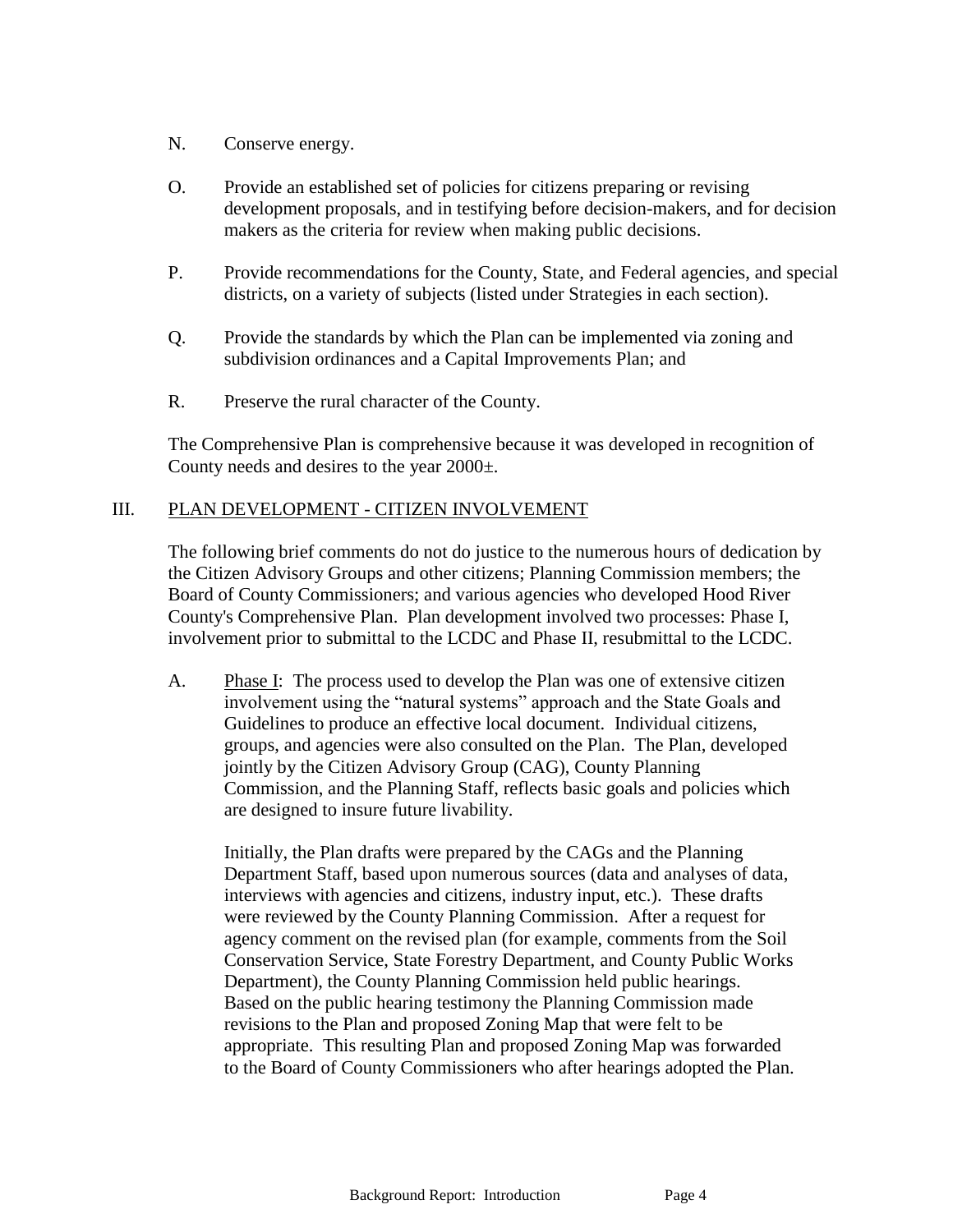N. Conserve energy.

O. Provide an established set of policies for citizens preparing or revising development proposals, and in testifying before decision-makers, and for decision makers as the criteria for review when making public decisions.

P. Provide recommendations for the County, State, and Federal agencies, and special districts, on a variety of subjects (listed under Strategies in each section).

Q. Provide the standards by which the Plan can be implemented via zoning and subdivision ordinances and a Capital Improvements Plan; and

R. Preserve the rural character of the County.

The Comprehensive Plan is comprehensive because it was developed in recognition of County needs and desires to the year 2000±.

## III. PLAN DEVELOPMENT - CITIZEN INVOLVEMENT

The following brief comments do not do justice to the numerous hours of dedication by the Citizen Advisory Groups and other citizens; Planning Commission members; the Board of County Commissioners; and various agencies who developed Hood River County's Comprehensive Plan. Plan development involved two processes: Phase I, involvement prior to submittal to the LCDC and Phase II, resubmittal to the LCDC.

A. Phase I: The process used to develop the Plan was one of extensive citizen involvement using the "natural systems" approach and the State Goals and Guidelines to produce an effective local document. Individual citizens, groups, and agencies were also consulted on the Plan. The Plan, developed jointly by the Citizen Advisory Group (CAG), County Planning Commission, and the Planning Staff, reflects basic goals and policies which are designed to insure future livability.

Initially, the Plan drafts were prepared by the CAGs and the Planning Department Staff, based upon numerous sources (data and analyses of data, interviews with agencies and citizens, industry input, etc.). These drafts were reviewed by the County Planning Commission. After a request for agency comment on the revised plan (for example, comments from the Soil Conservation Service, State Forestry Department, and County Public Works Department), the County Planning Commission held public hearings. Based on the public hearing testimony the Planning Commission made revisions to the Plan and proposed Zoning Map that were felt to be appropriate. This resulting Plan and proposed Zoning Map was forwarded to the Board of County Commissioners who after hearings adopted the Plan.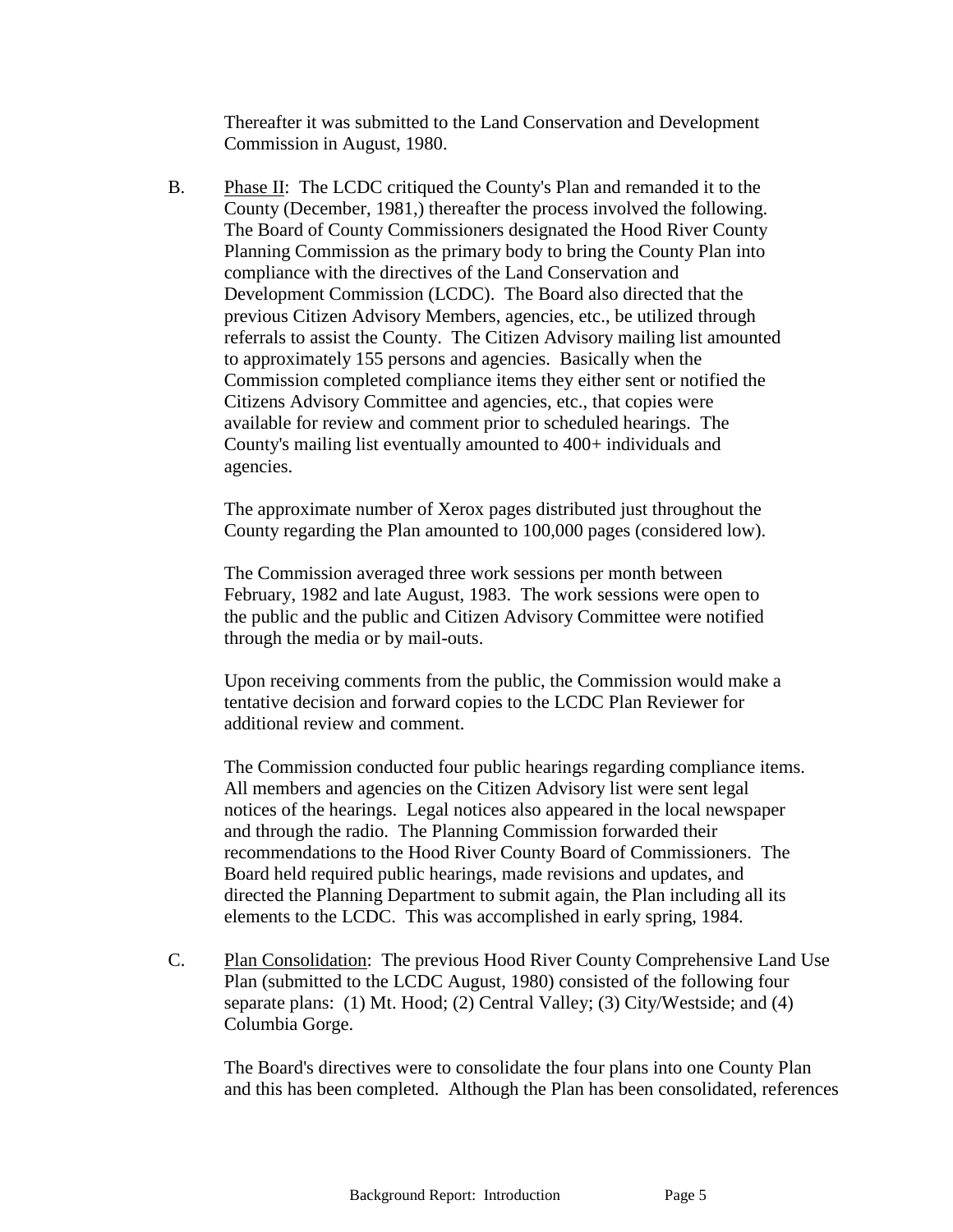Thereafter it was submitted to the Land Conservation and Development Commission in August, 1980.

B. Phase II: The LCDC critiqued the County's Plan and remanded it to the County (December, 1981,) thereafter the process involved the following. The Board of County Commissioners designated the Hood River County Planning Commission as the primary body to bring the County Plan into compliance with the directives of the Land Conservation and Development Commission (LCDC). The Board also directed that the previous Citizen Advisory Members, agencies, etc., be utilized through referrals to assist the County. The Citizen Advisory mailing list amounted to approximately 155 persons and agencies. Basically when the Commission completed compliance items they either sent or notified the Citizens Advisory Committee and agencies, etc., that copies were available for review and comment prior to scheduled hearings. The County's mailing list eventually amounted to 400+ individuals and agencies.

   The approximate number of Xerox pages distributed just throughout the County regarding the Plan amounted to 100,000 pages (considered low).

   The Commission averaged three work sessions per month between February, 1982 and late August, 1983. The work sessions were open to the public and the public and Citizen Advisory Committee were notified through the media or by mail-outs.

   Upon receiving comments from the public, the Commission would make a tentative decision and forward copies to the LCDC Plan Reviewer for additional review and comment.

   The Commission conducted four public hearings regarding compliance items. All members and agencies on the Citizen Advisory list were sent legal notices of the hearings. Legal notices also appeared in the local newspaper and through the radio. The Planning Commission forwarded their recommendations to the Hood River County Board of Commissioners. The Board held required public hearings, made revisions and updates, and directed the Planning Department to submit again, the Plan including all its elements to the LCDC. This was accomplished in early spring, 1984.

C. Plan Consolidation: The previous Hood River County Comprehensive Land Use Plan (submitted to the LCDC August, 1980) consisted of the following four separate plans: (1) Mt. Hood; (2) Central Valley; (3) City/Westside; and (4) Columbia Gorge.

   The Board's directives were to consolidate the four plans into one County Plan and this has been completed. Although the Plan has been consolidated, references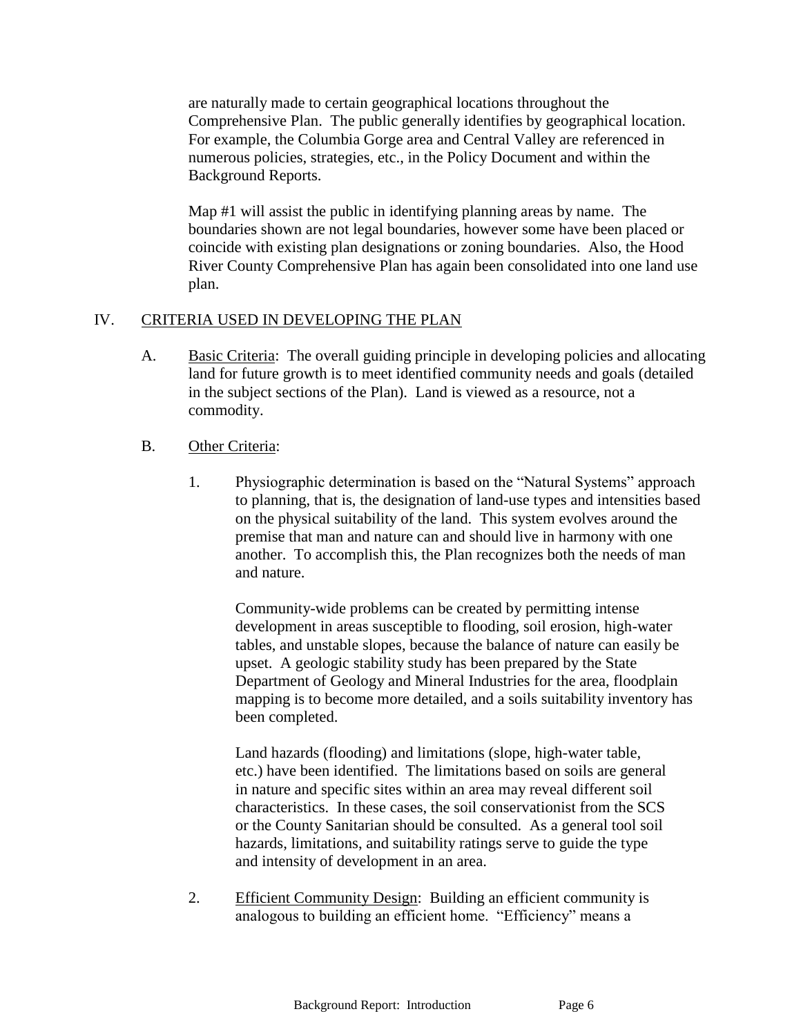are naturally made to certain geographical locations throughout the Comprehensive Plan. The public generally identifies by geographical location. For example, the Columbia Gorge area and Central Valley are referenced in numerous policies, strategies, etc., in the Policy Document and within the Background Reports.

Map #1 will assist the public in identifying planning areas by name. The boundaries shown are not legal boundaries, however some have been placed or coincide with existing plan designations or zoning boundaries. Also, the Hood River County Comprehensive Plan has again been consolidated into one land use plan.

## IV. CRITERIA USED IN DEVELOPING THE PLAN

A. Basic Criteria: The overall guiding principle in developing policies and allocating land for future growth is to meet identified community needs and goals (detailed in the subject sections of the Plan). Land is viewed as a resource, not a commodity.

B. Other Criteria:

1. Physiographic determination is based on the "Natural Systems" approach to planning, that is, the designation of land-use types and intensities based on the physical suitability of the land. This system evolves around the premise that man and nature can and should live in harmony with one another. To accomplish this, the Plan recognizes both the needs of man and nature.

   Community-wide problems can be created by permitting intense development in areas susceptible to flooding, soil erosion, high-water tables, and unstable slopes, because the balance of nature can easily be upset. A geologic stability study has been prepared by the State Department of Geology and Mineral Industries for the area, floodplain mapping is to become more detailed, and a soils suitability inventory has been completed.

   Land hazards (flooding) and limitations (slope, high-water table, etc.) have been identified. The limitations based on soils are general in nature and specific sites within an area may reveal different soil characteristics. In these cases, the soil conservationist from the SCS or the County Sanitarian should be consulted. As a general tool soil hazards, limitations, and suitability ratings serve to guide the type and intensity of development in an area.

2. Efficient Community Design: Building an efficient community is analogous to building an efficient home. "Efficiency" means a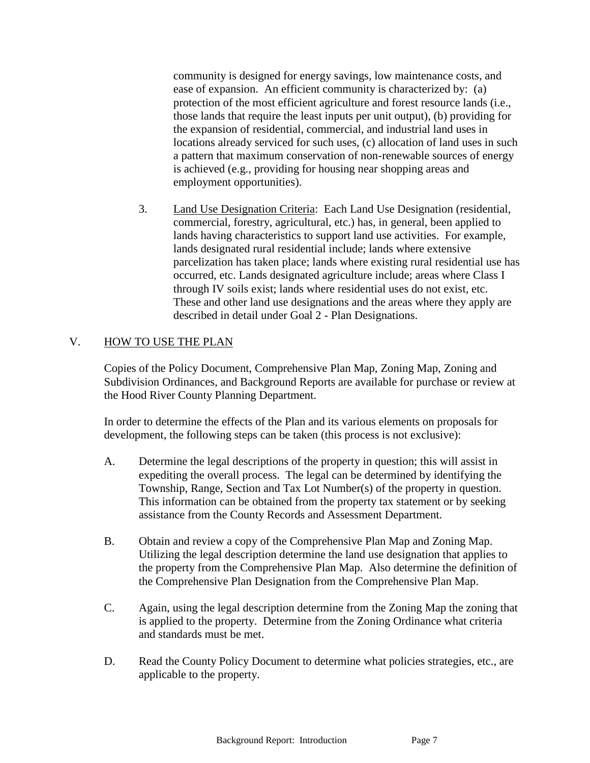community is designed for energy savings, low maintenance costs, and ease of expansion. An efficient community is characterized by: (a) protection of the most efficient agriculture and forest resource lands (i.e., those lands that require the least inputs per unit output), (b) providing for the expansion of residential, commercial, and industrial land uses in locations already serviced for such uses, (c) allocation of land uses in such a pattern that maximum conservation of non-renewable sources of energy is achieved (e.g., providing for housing near shopping areas and employment opportunities).

3. Land Use Designation Criteria: Each Land Use Designation (residential, commercial, forestry, agricultural, etc.) has, in general, been applied to lands having characteristics to support land use activities. For example, lands designated rural residential include; lands where extensive parcelization has taken place; lands where existing rural residential use has occurred, etc. Lands designated agriculture include; areas where Class I through IV soils exist; lands where residential uses do not exist, etc. These and other land use designations and the areas where they apply are described in detail under Goal 2 - Plan Designations.

## V. HOW TO USE THE PLAN

Copies of the Policy Document, Comprehensive Plan Map, Zoning Map, Zoning and Subdivision Ordinances, and Background Reports are available for purchase or review at the Hood River County Planning Department.

In order to determine the effects of the Plan and its various elements on proposals for development, the following steps can be taken (this process is not exclusive):

A. Determine the legal descriptions of the property in question; this will assist in expediting the overall process. The legal can be determined by identifying the Township, Range, Section and Tax Lot Number(s) of the property in question. This information can be obtained from the property tax statement or by seeking assistance from the County Records and Assessment Department.

B. Obtain and review a copy of the Comprehensive Plan Map and Zoning Map. Utilizing the legal description determine the land use designation that applies to the property from the Comprehensive Plan Map. Also determine the definition of the Comprehensive Plan Designation from the Comprehensive Plan Map.

C. Again, using the legal description determine from the Zoning Map the zoning that is applied to the property. Determine from the Zoning Ordinance what criteria and standards must be met.

D. Read the County Policy Document to determine what policies strategies, etc., are applicable to the property.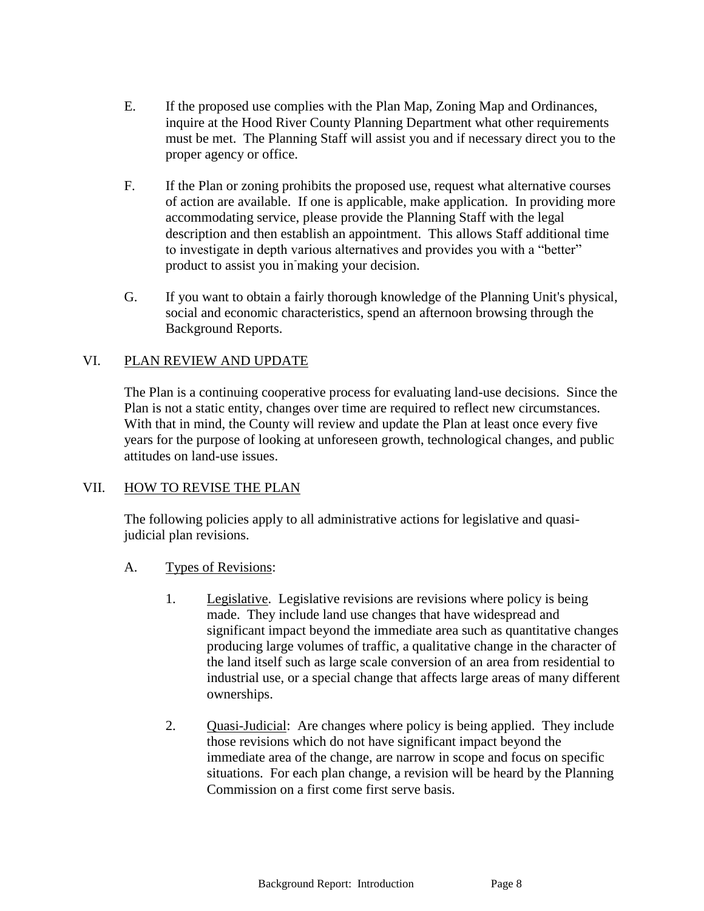E. If the proposed use complies with the Plan Map, Zoning Map and Ordinances, inquire at the Hood River County Planning Department what other requirements must be met. The Planning Staff will assist you and if necessary direct you to the proper agency or office.

F. If the Plan or zoning prohibits the proposed use, request what alternative courses of action are available. If one is applicable, make application. In providing more accommodating service, please provide the Planning Staff with the legal description and then establish an appointment. This allows Staff additional time to investigate in depth various alternatives and provides you with a "better" product to assist you in making your decision.

G. If you want to obtain a fairly thorough knowledge of the Planning Unit's physical, social and economic characteristics, spend an afternoon browsing through the Background Reports.

## VI. <u>PLAN REVIEW AND UPDATE</u>

The Plan is a continuing cooperative process for evaluating land-use decisions. Since the Plan is not a static entity, changes over time are required to reflect new circumstances. With that in mind, the County will review and update the Plan at least once every five years for the purpose of looking at unforeseen growth, technological changes, and public attitudes on land-use issues.

## VII. <u>HOW TO REVISE THE PLAN</u>

The following policies apply to all administrative actions for legislative and quasi-judicial plan revisions.

A. <u>Types of Revisions</u>:

1. <u>Legislative</u>. Legislative revisions are revisions where policy is being made. They include land use changes that have widespread and significant impact beyond the immediate area such as quantitative changes producing large volumes of traffic, a qualitative change in the character of the land itself such as large scale conversion of an area from residential to industrial use, or a special change that affects large areas of many different ownerships.

2. <u>Quasi-Judicial</u>: Are changes where policy is being applied. They include those revisions which do not have significant impact beyond the immediate area of the change, are narrow in scope and focus on specific situations. For each plan change, a revision will be heard by the Planning Commission on a first come first serve basis.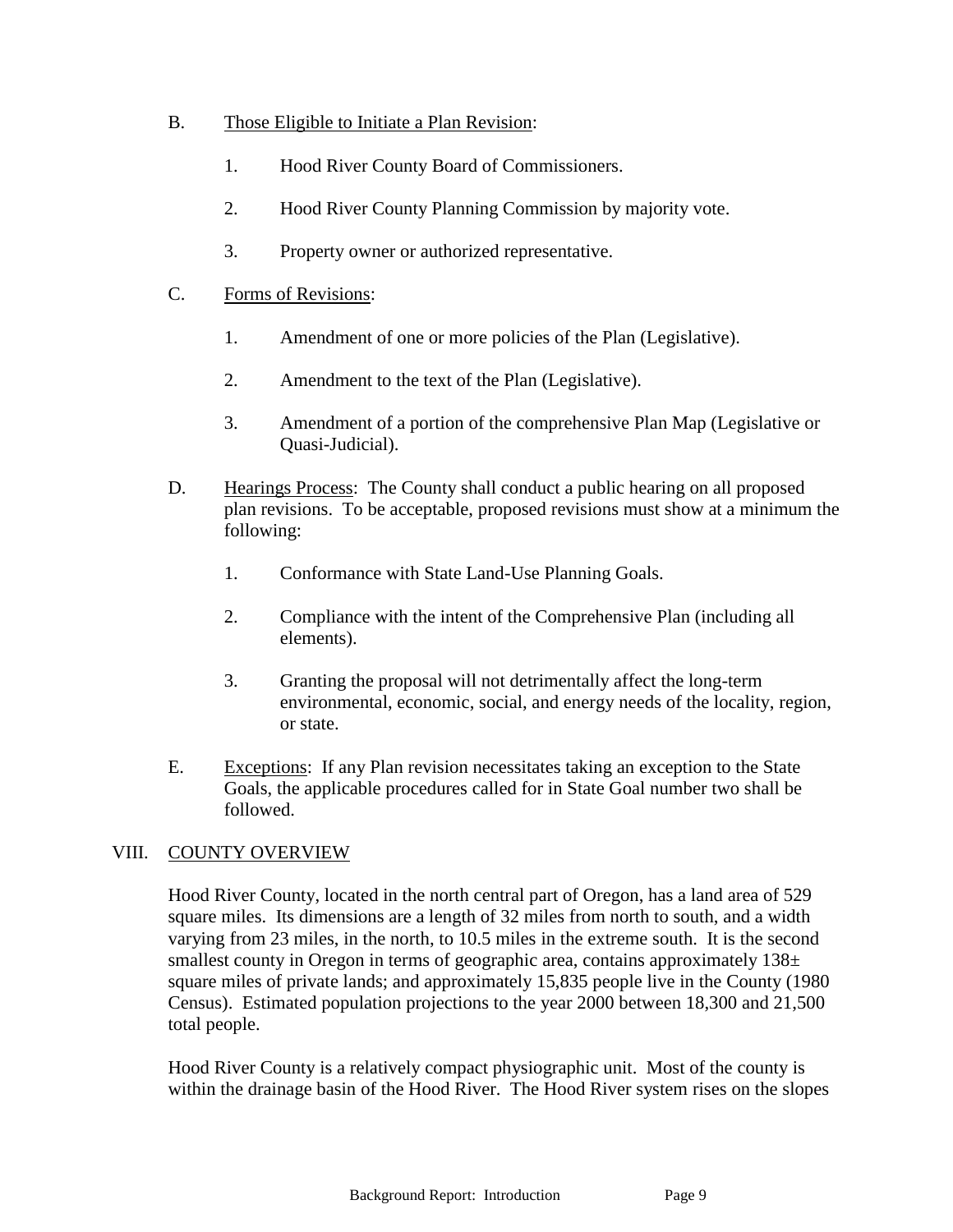B. Those Eligible to Initiate a Plan Revision:

1. Hood River County Board of Commissioners.

2. Hood River County Planning Commission by majority vote.

3. Property owner or authorized representative.

C. Forms of Revisions:

1. Amendment of one or more policies of the Plan (Legislative).

2. Amendment to the text of the Plan (Legislative).

3. Amendment of a portion of the comprehensive Plan Map (Legislative or Quasi-Judicial).

D. Hearings Process: The County shall conduct a public hearing on all proposed plan revisions. To be acceptable, proposed revisions must show at a minimum the following:

1. Conformance with State Land-Use Planning Goals.

2. Compliance with the intent of the Comprehensive Plan (including all elements).

3. Granting the proposal will not detrimentally affect the long-term environmental, economic, social, and energy needs of the locality, region, or state.

E. Exceptions: If any Plan revision necessitates taking an exception to the State Goals, the applicable procedures called for in State Goal number two shall be followed.

## VIII. COUNTY OVERVIEW

Hood River County, located in the north central part of Oregon, has a land area of 529 square miles. Its dimensions are a length of 32 miles from north to south, and a width varying from 23 miles, in the north, to 10.5 miles in the extreme south. It is the second smallest county in Oregon in terms of geographic area, contains approximately 138± square miles of private lands; and approximately 15,835 people live in the County (1980 Census). Estimated population projections to the year 2000 between 18,300 and 21,500 total people.

Hood River County is a relatively compact physiographic unit. Most of the county is within the drainage basin of the Hood River. The Hood River system rises on the slopes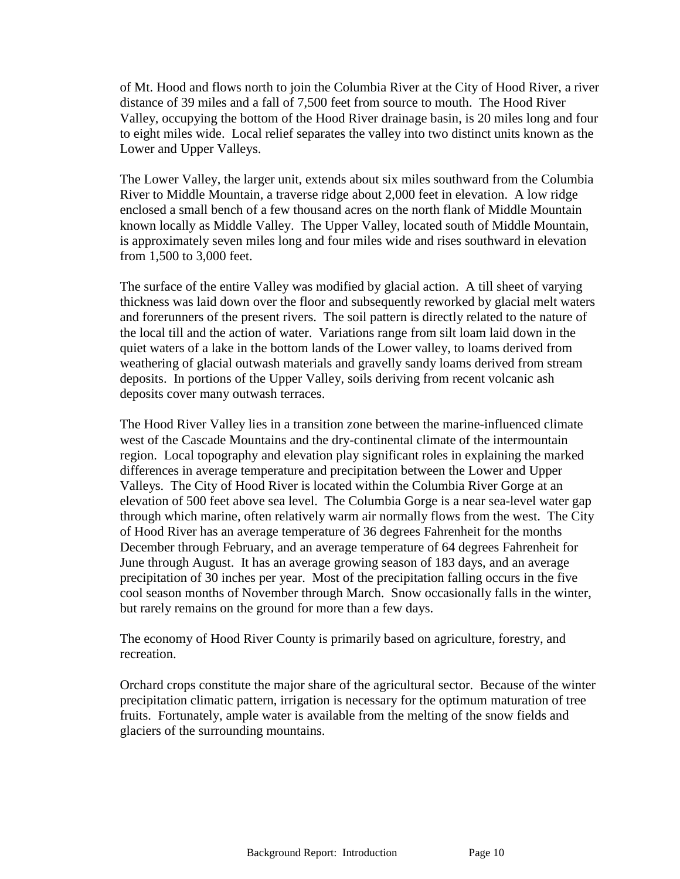of Mt. Hood and flows north to join the Columbia River at the City of Hood River, a river distance of 39 miles and a fall of 7,500 feet from source to mouth. The Hood River Valley, occupying the bottom of the Hood River drainage basin, is 20 miles long and four to eight miles wide. Local relief separates the valley into two distinct units known as the Lower and Upper Valleys.

The Lower Valley, the larger unit, extends about six miles southward from the Columbia River to Middle Mountain, a traverse ridge about 2,000 feet in elevation. A low ridge enclosed a small bench of a few thousand acres on the north flank of Middle Mountain known locally as Middle Valley. The Upper Valley, located south of Middle Mountain, is approximately seven miles long and four miles wide and rises southward in elevation from 1,500 to 3,000 feet.

The surface of the entire Valley was modified by glacial action. A till sheet of varying thickness was laid down over the floor and subsequently reworked by glacial melt waters and forerunners of the present rivers. The soil pattern is directly related to the nature of the local till and the action of water. Variations range from silt loam laid down in the quiet waters of a lake in the bottom lands of the Lower valley, to loams derived from weathering of glacial outwash materials and gravelly sandy loams derived from stream deposits. In portions of the Upper Valley, soils deriving from recent volcanic ash deposits cover many outwash terraces.

The Hood River Valley lies in a transition zone between the marine-influenced climate west of the Cascade Mountains and the dry-continental climate of the intermountain region. Local topography and elevation play significant roles in explaining the marked differences in average temperature and precipitation between the Lower and Upper Valleys. The City of Hood River is located within the Columbia River Gorge at an elevation of 500 feet above sea level. The Columbia Gorge is a near sea-level water gap through which marine, often relatively warm air normally flows from the west. The City of Hood River has an average temperature of 36 degrees Fahrenheit for the months December through February, and an average temperature of 64 degrees Fahrenheit for June through August. It has an average growing season of 183 days, and an average precipitation of 30 inches per year. Most of the precipitation falling occurs in the five cool season months of November through March. Snow occasionally falls in the winter, but rarely remains on the ground for more than a few days.

The economy of Hood River County is primarily based on agriculture, forestry, and recreation.

Orchard crops constitute the major share of the agricultural sector. Because of the winter precipitation climatic pattern, irrigation is necessary for the optimum maturation of tree fruits. Fortunately, ample water is available from the melting of the snow fields and glaciers of the surrounding mountains.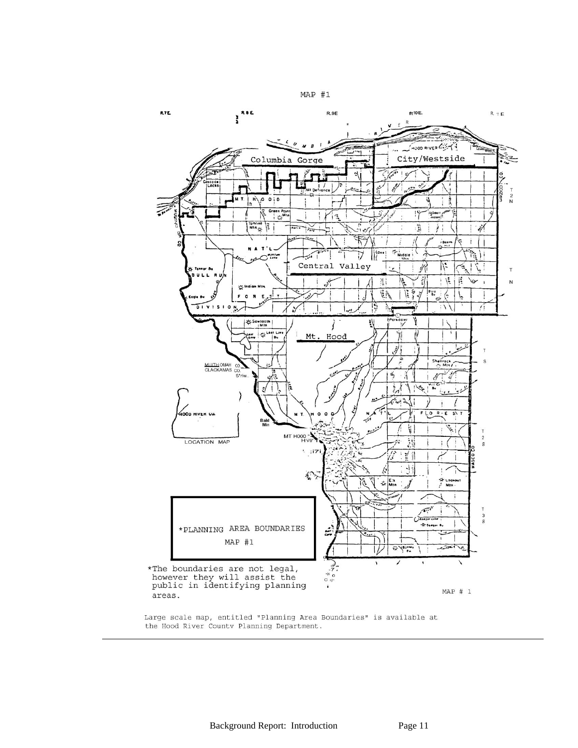MAP #1

Columbia Gorge

City/Westside

Central Valley

Mt. Hood

*PLANNING AREA BOUNDARIES
MAP #1

*The boundaries are not legal, however they will assist the public in identifying planning areas.

MAP # 1

Large scale map, entitled "Planning Area Boundaries" is available at the Hood River County Planning Department.